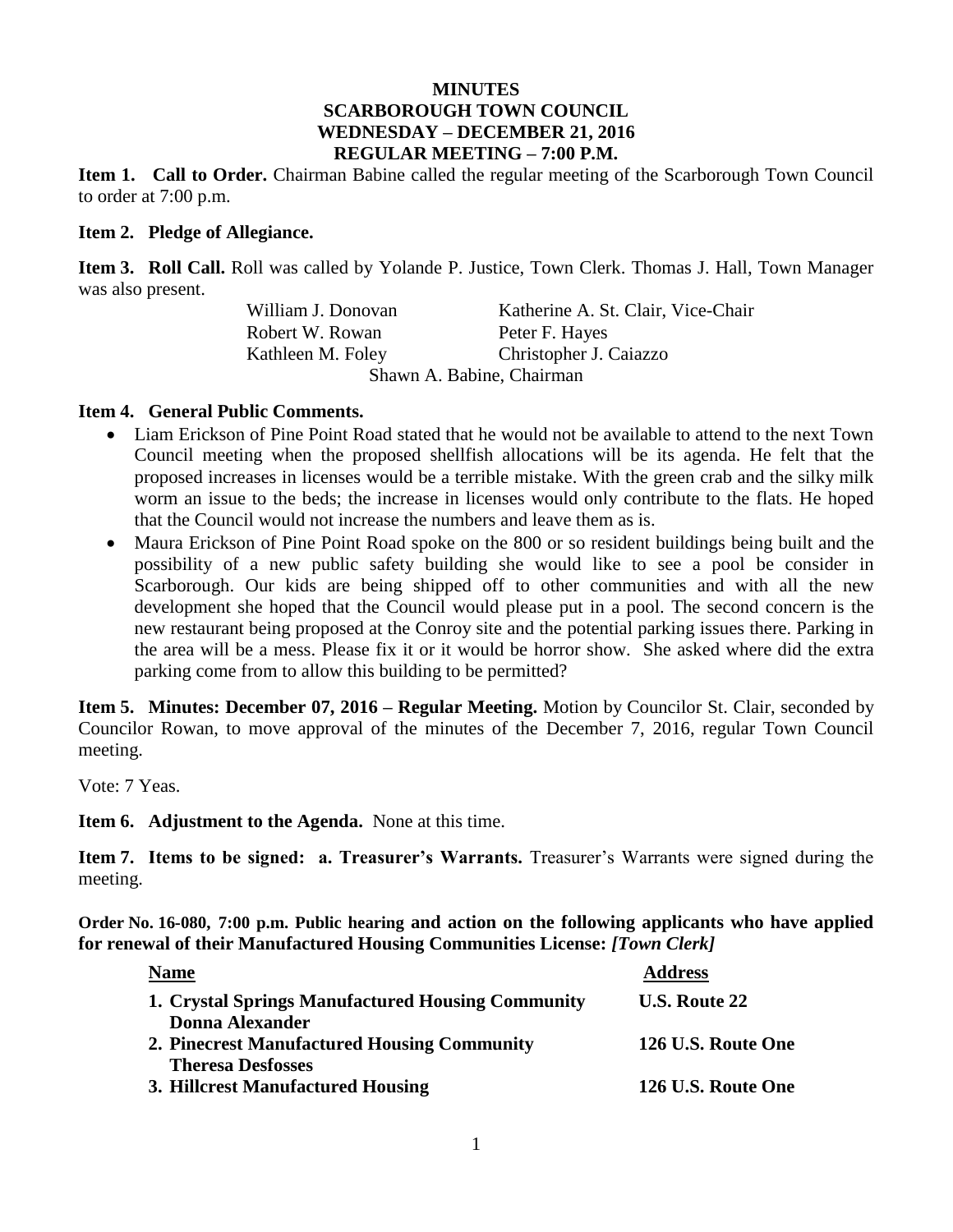# MINUTES
## SCARBOROUGH TOWN COUNCIL
## WEDNESDAY – DECEMBER 21, 2016
## REGULAR MEETING – 7:00 P.M.

**Item 1. Call to Order.** Chairman Babine called the regular meeting of the Scarborough Town Council to order at 7:00 p.m.

**Item 2. Pledge of Allegiance.**

**Item 3. Roll Call.** Roll was called by Yolande P. Justice, Town Clerk. Thomas J. Hall, Town Manager was also present.

| | |
|---|---|
| William J. Donovan | Katherine A. St. Clair, Vice-Chair |
| Robert W. Rowan | Peter F. Hayes |
| Kathleen M. Foley | Christopher J. Caiazzo |
| Shawn A. Babine, Chairman | |

**Item 4. General Public Comments.**

- Liam Erickson of Pine Point Road stated that he would not be available to attend to the next Town Council meeting when the proposed shellfish allocations will be its agenda. He felt that the proposed increases in licenses would be a terrible mistake. With the green crab and the silky milk worm an issue to the beds; the increase in licenses would only contribute to the flats. He hoped that the Council would not increase the numbers and leave them as is.
- Maura Erickson of Pine Point Road spoke on the 800 or so resident buildings being built and the possibility of a new public safety building she would like to see a pool be consider in Scarborough. Our kids are being shipped off to other communities and with all the new development she hoped that the Council would please put in a pool. The second concern is the new restaurant being proposed at the Conroy site and the potential parking issues there. Parking in the area will be a mess. Please fix it or it would be horror show. She asked where did the extra parking come from to allow this building to be permitted?

**Item 5. Minutes: December 07, 2016 – Regular Meeting.** Motion by Councilor St. Clair, seconded by Councilor Rowan, to move approval of the minutes of the December 7, 2016, regular Town Council meeting.

Vote: 7 Yeas.

**Item 6. Adjustment to the Agenda.** None at this time.

**Item 7. Items to be signed: a. Treasurer's Warrants.** Treasurer's Warrants were signed during the meeting.

**Order No. 16-080, 7:00 p.m. Public hearing and action on the following applicants who have applied for renewal of their Manufactured Housing Communities License:** ***[Town Clerk]***

| Name | Address |
|---|---|
| **1. Crystal Springs Manufactured Housing Community Donna Alexander** | **U.S. Route 22** |
| **2. Pinecrest Manufactured Housing Community Theresa Desfosses** | **126 U.S. Route One** |
| **3. Hillcrest Manufactured Housing** | **126 U.S. Route One** |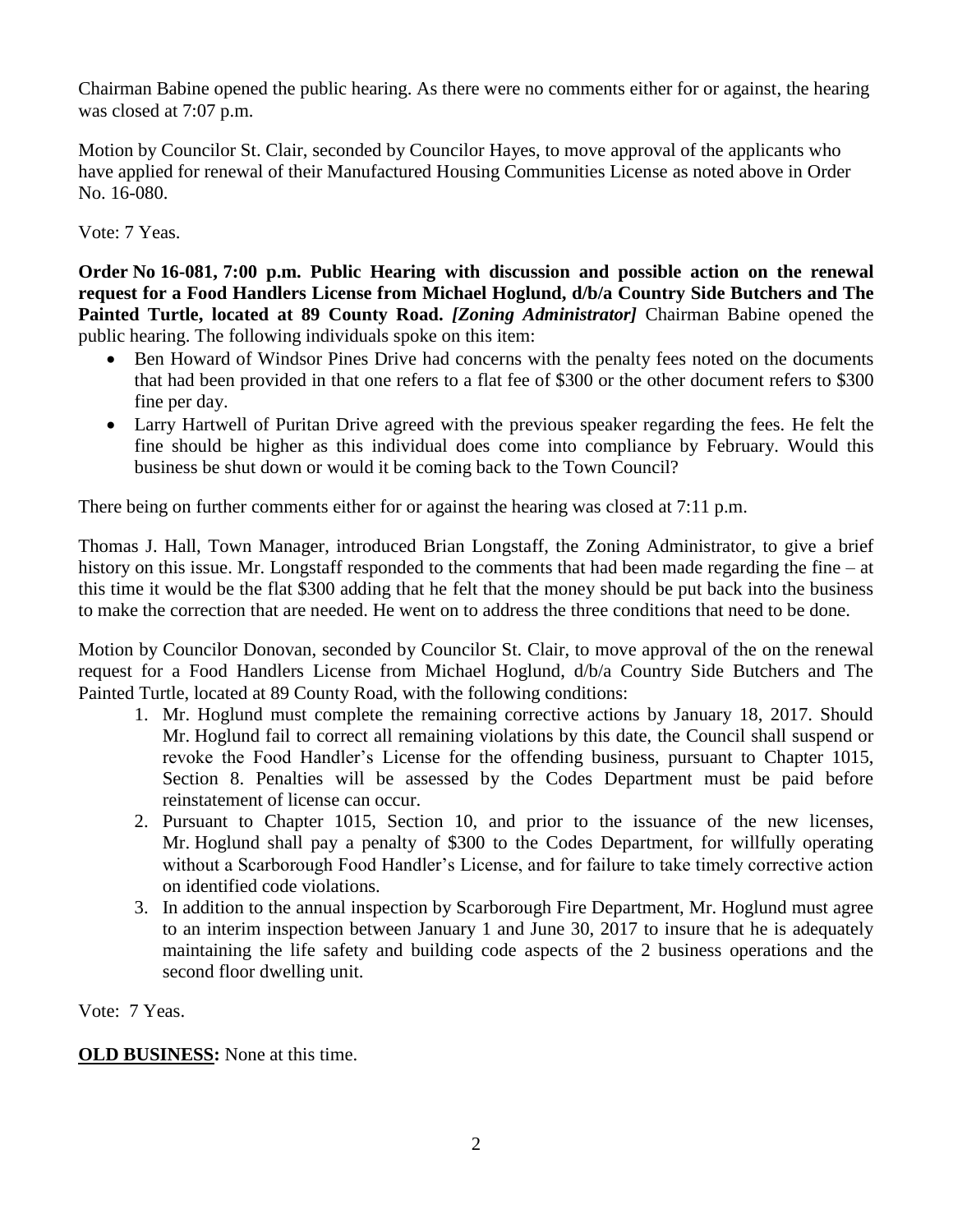Chairman Babine opened the public hearing. As there were no comments either for or against, the hearing was closed at 7:07 p.m.

Motion by Councilor St. Clair, seconded by Councilor Hayes, to move approval of the applicants who have applied for renewal of their Manufactured Housing Communities License as noted above in Order No. 16-080.

Vote: 7 Yeas.

**Order No 16-081, 7:00 p.m. Public Hearing with discussion and possible action on the renewal request for a Food Handlers License from Michael Hoglund, d/b/a Country Side Butchers and The Painted Turtle, located at 89 County Road.** ***[Zoning Administrator]*** Chairman Babine opened the public hearing. The following individuals spoke on this item:

- Ben Howard of Windsor Pines Drive had concerns with the penalty fees noted on the documents that had been provided in that one refers to a flat fee of $300 or the other document refers to $300 fine per day.
- Larry Hartwell of Puritan Drive agreed with the previous speaker regarding the fees. He felt the fine should be higher as this individual does come into compliance by February. Would this business be shut down or would it be coming back to the Town Council?

There being on further comments either for or against the hearing was closed at 7:11 p.m.

Thomas J. Hall, Town Manager, introduced Brian Longstaff, the Zoning Administrator, to give a brief history on this issue. Mr. Longstaff responded to the comments that had been made regarding the fine – at this time it would be the flat $300 adding that he felt that the money should be put back into the business to make the correction that are needed. He went on to address the three conditions that need to be done.

Motion by Councilor Donovan, seconded by Councilor St. Clair, to move approval of the on the renewal request for a Food Handlers License from Michael Hoglund, d/b/a Country Side Butchers and The Painted Turtle, located at 89 County Road, with the following conditions:

1. Mr. Hoglund must complete the remaining corrective actions by January 18, 2017. Should Mr. Hoglund fail to correct all remaining violations by this date, the Council shall suspend or revoke the Food Handler's License for the offending business, pursuant to Chapter 1015, Section 8. Penalties will be assessed by the Codes Department must be paid before reinstatement of license can occur.
2. Pursuant to Chapter 1015, Section 10, and prior to the issuance of the new licenses, Mr. Hoglund shall pay a penalty of $300 to the Codes Department, for willfully operating without a Scarborough Food Handler's License, and for failure to take timely corrective action on identified code violations.
3. In addition to the annual inspection by Scarborough Fire Department, Mr. Hoglund must agree to an interim inspection between January 1 and June 30, 2017 to insure that he is adequately maintaining the life safety and building code aspects of the 2 business operations and the second floor dwelling unit.

Vote: 7 Yeas.

**OLD BUSINESS:** None at this time.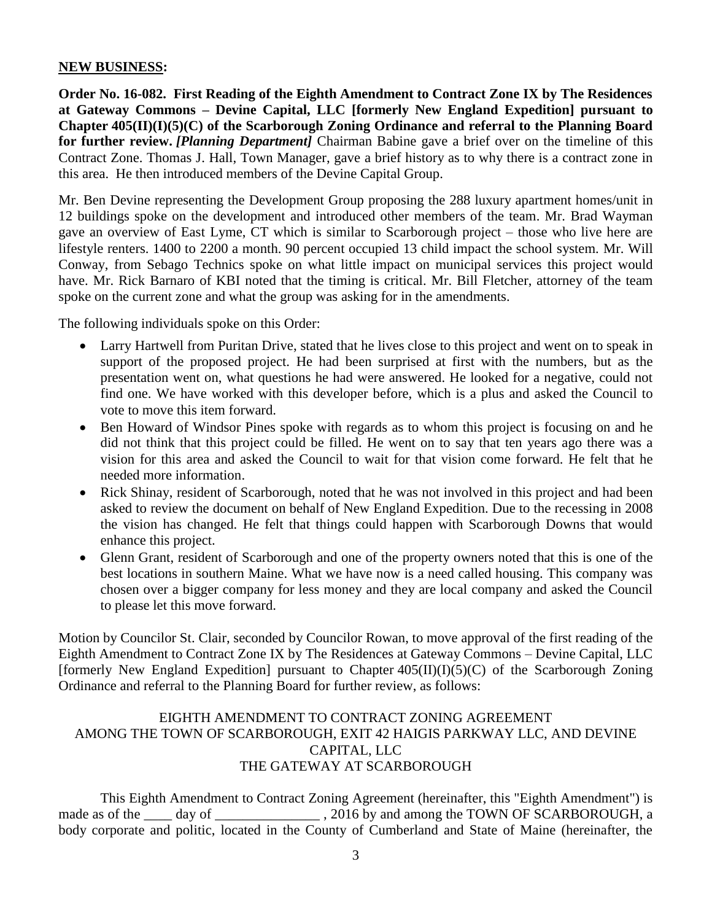**NEW BUSINESS:**

**Order No. 16-082. First Reading of the Eighth Amendment to Contract Zone IX by The Residences at Gateway Commons – Devine Capital, LLC [formerly New England Expedition] pursuant to Chapter 405(II)(I)(5)(C) of the Scarborough Zoning Ordinance and referral to the Planning Board for further review.** ***[Planning Department]*** Chairman Babine gave a brief over on the timeline of this Contract Zone. Thomas J. Hall, Town Manager, gave a brief history as to why there is a contract zone in this area. He then introduced members of the Devine Capital Group.

Mr. Ben Devine representing the Development Group proposing the 288 luxury apartment homes/unit in 12 buildings spoke on the development and introduced other members of the team. Mr. Brad Wayman gave an overview of East Lyme, CT which is similar to Scarborough project – those who live here are lifestyle renters. 1400 to 2200 a month. 90 percent occupied 13 child impact the school system. Mr. Will Conway, from Sebago Technics spoke on what little impact on municipal services this project would have. Mr. Rick Barnaro of KBI noted that the timing is critical. Mr. Bill Fletcher, attorney of the team spoke on the current zone and what the group was asking for in the amendments.

The following individuals spoke on this Order:

- Larry Hartwell from Puritan Drive, stated that he lives close to this project and went on to speak in support of the proposed project. He had been surprised at first with the numbers, but as the presentation went on, what questions he had were answered. He looked for a negative, could not find one. We have worked with this developer before, which is a plus and asked the Council to vote to move this item forward.
- Ben Howard of Windsor Pines spoke with regards as to whom this project is focusing on and he did not think that this project could be filled. He went on to say that ten years ago there was a vision for this area and asked the Council to wait for that vision come forward. He felt that he needed more information.
- Rick Shinay, resident of Scarborough, noted that he was not involved in this project and had been asked to review the document on behalf of New England Expedition. Due to the recessing in 2008 the vision has changed. He felt that things could happen with Scarborough Downs that would enhance this project.
- Glenn Grant, resident of Scarborough and one of the property owners noted that this is one of the best locations in southern Maine. What we have now is a need called housing. This company was chosen over a bigger company for less money and they are local company and asked the Council to please let this move forward.

Motion by Councilor St. Clair, seconded by Councilor Rowan, to move approval of the first reading of the Eighth Amendment to Contract Zone IX by The Residences at Gateway Commons – Devine Capital, LLC [formerly New England Expedition] pursuant to Chapter 405(II)(I)(5)(C) of the Scarborough Zoning Ordinance and referral to the Planning Board for further review, as follows:

EIGHTH AMENDMENT TO CONTRACT ZONING AGREEMENT
AMONG THE TOWN OF SCARBOROUGH, EXIT 42 HAIGIS PARKWAY LLC, AND DEVINE CAPITAL, LLC
THE GATEWAY AT SCARBOROUGH

This Eighth Amendment to Contract Zoning Agreement (hereinafter, this "Eighth Amendment") is made as of the ____ day of _______________ , 2016 by and among the TOWN OF SCARBOROUGH, a body corporate and politic, located in the County of Cumberland and State of Maine (hereinafter, the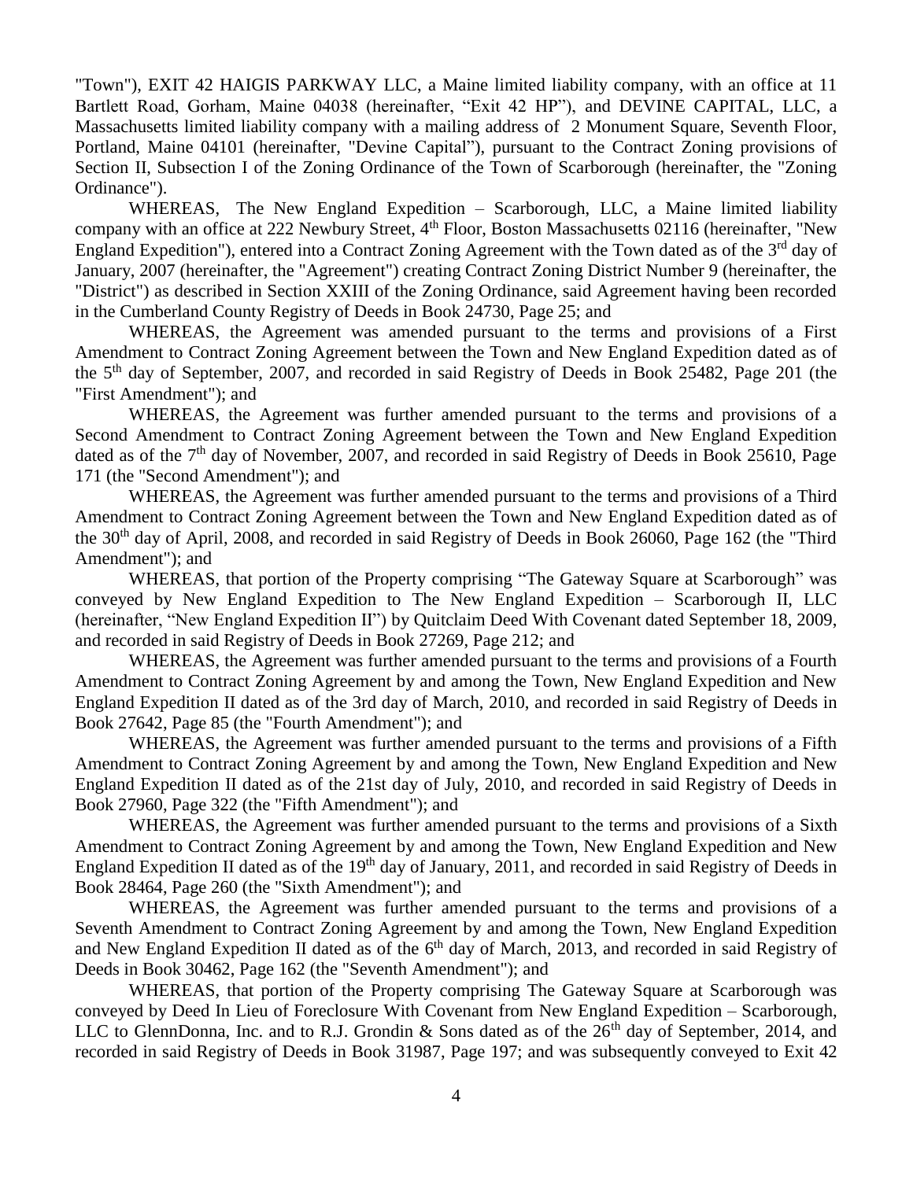"Town"), EXIT 42 HAIGIS PARKWAY LLC, a Maine limited liability company, with an office at 11 Bartlett Road, Gorham, Maine 04038 (hereinafter, "Exit 42 HP"), and DEVINE CAPITAL, LLC, a Massachusetts limited liability company with a mailing address of 2 Monument Square, Seventh Floor, Portland, Maine 04101 (hereinafter, "Devine Capital"), pursuant to the Contract Zoning provisions of Section II, Subsection I of the Zoning Ordinance of the Town of Scarborough (hereinafter, the "Zoning Ordinance").

WHEREAS, The New England Expedition – Scarborough, LLC, a Maine limited liability company with an office at 222 Newbury Street, 4th Floor, Boston Massachusetts 02116 (hereinafter, "New England Expedition"), entered into a Contract Zoning Agreement with the Town dated as of the 3rd day of January, 2007 (hereinafter, the "Agreement") creating Contract Zoning District Number 9 (hereinafter, the "District") as described in Section XXIII of the Zoning Ordinance, said Agreement having been recorded in the Cumberland County Registry of Deeds in Book 24730, Page 25; and

WHEREAS, the Agreement was amended pursuant to the terms and provisions of a First Amendment to Contract Zoning Agreement between the Town and New England Expedition dated as of the 5th day of September, 2007, and recorded in said Registry of Deeds in Book 25482, Page 201 (the "First Amendment"); and

WHEREAS, the Agreement was further amended pursuant to the terms and provisions of a Second Amendment to Contract Zoning Agreement between the Town and New England Expedition dated as of the 7th day of November, 2007, and recorded in said Registry of Deeds in Book 25610, Page 171 (the "Second Amendment"); and

WHEREAS, the Agreement was further amended pursuant to the terms and provisions of a Third Amendment to Contract Zoning Agreement between the Town and New England Expedition dated as of the 30th day of April, 2008, and recorded in said Registry of Deeds in Book 26060, Page 162 (the "Third Amendment"); and

WHEREAS, that portion of the Property comprising "The Gateway Square at Scarborough" was conveyed by New England Expedition to The New England Expedition – Scarborough II, LLC (hereinafter, "New England Expedition II") by Quitclaim Deed With Covenant dated September 18, 2009, and recorded in said Registry of Deeds in Book 27269, Page 212; and

WHEREAS, the Agreement was further amended pursuant to the terms and provisions of a Fourth Amendment to Contract Zoning Agreement by and among the Town, New England Expedition and New England Expedition II dated as of the 3rd day of March, 2010, and recorded in said Registry of Deeds in Book 27642, Page 85 (the "Fourth Amendment"); and

WHEREAS, the Agreement was further amended pursuant to the terms and provisions of a Fifth Amendment to Contract Zoning Agreement by and among the Town, New England Expedition and New England Expedition II dated as of the 21st day of July, 2010, and recorded in said Registry of Deeds in Book 27960, Page 322 (the "Fifth Amendment"); and

WHEREAS, the Agreement was further amended pursuant to the terms and provisions of a Sixth Amendment to Contract Zoning Agreement by and among the Town, New England Expedition and New England Expedition II dated as of the 19th day of January, 2011, and recorded in said Registry of Deeds in Book 28464, Page 260 (the "Sixth Amendment"); and

WHEREAS, the Agreement was further amended pursuant to the terms and provisions of a Seventh Amendment to Contract Zoning Agreement by and among the Town, New England Expedition and New England Expedition II dated as of the 6th day of March, 2013, and recorded in said Registry of Deeds in Book 30462, Page 162 (the "Seventh Amendment"); and

WHEREAS, that portion of the Property comprising The Gateway Square at Scarborough was conveyed by Deed In Lieu of Foreclosure With Covenant from New England Expedition – Scarborough, LLC to GlennDonna, Inc. and to R.J. Grondin & Sons dated as of the 26th day of September, 2014, and recorded in said Registry of Deeds in Book 31987, Page 197; and was subsequently conveyed to Exit 42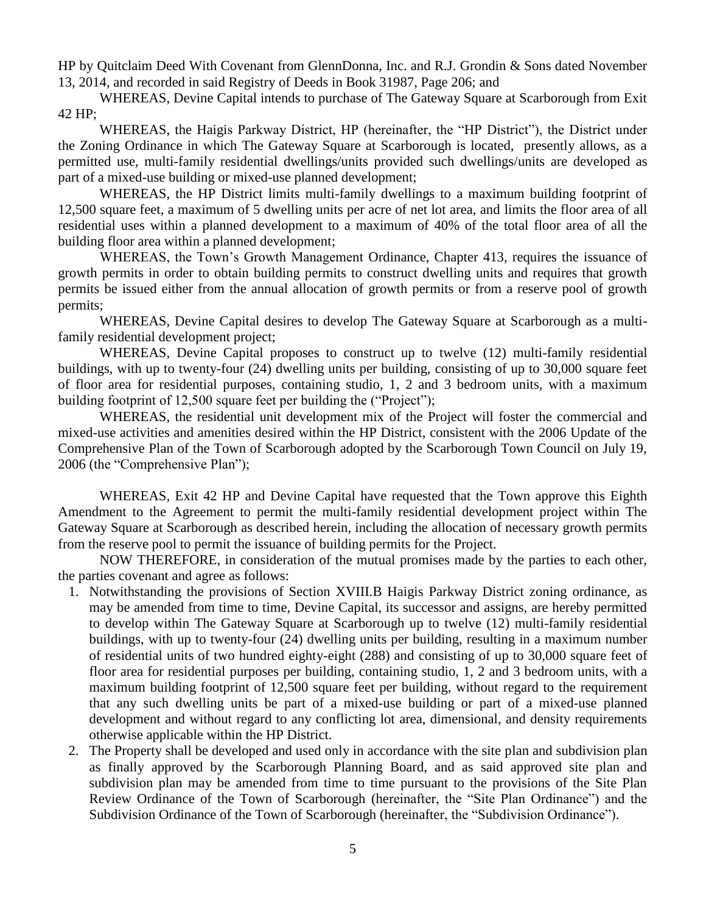HP by Quitclaim Deed With Covenant from GlennDonna, Inc. and R.J. Grondin & Sons dated November 13, 2014, and recorded in said Registry of Deeds in Book 31987, Page 206; and

WHEREAS, Devine Capital intends to purchase of The Gateway Square at Scarborough from Exit 42 HP;

WHEREAS, the Haigis Parkway District, HP (hereinafter, the "HP District"), the District under the Zoning Ordinance in which The Gateway Square at Scarborough is located, presently allows, as a permitted use, multi-family residential dwellings/units provided such dwellings/units are developed as part of a mixed-use building or mixed-use planned development;

WHEREAS, the HP District limits multi-family dwellings to a maximum building footprint of 12,500 square feet, a maximum of 5 dwelling units per acre of net lot area, and limits the floor area of all residential uses within a planned development to a maximum of 40% of the total floor area of all the building floor area within a planned development;

WHEREAS, the Town's Growth Management Ordinance, Chapter 413, requires the issuance of growth permits in order to obtain building permits to construct dwelling units and requires that growth permits be issued either from the annual allocation of growth permits or from a reserve pool of growth permits;

WHEREAS, Devine Capital desires to develop The Gateway Square at Scarborough as a multi-family residential development project;

WHEREAS, Devine Capital proposes to construct up to twelve (12) multi-family residential buildings, with up to twenty-four (24) dwelling units per building, consisting of up to 30,000 square feet of floor area for residential purposes, containing studio, 1, 2 and 3 bedroom units, with a maximum building footprint of 12,500 square feet per building the ("Project");

WHEREAS, the residential unit development mix of the Project will foster the commercial and mixed-use activities and amenities desired within the HP District, consistent with the 2006 Update of the Comprehensive Plan of the Town of Scarborough adopted by the Scarborough Town Council on July 19, 2006 (the "Comprehensive Plan");

WHEREAS, Exit 42 HP and Devine Capital have requested that the Town approve this Eighth Amendment to the Agreement to permit the multi-family residential development project within The Gateway Square at Scarborough as described herein, including the allocation of necessary growth permits from the reserve pool to permit the issuance of building permits for the Project.

NOW THEREFORE, in consideration of the mutual promises made by the parties to each other, the parties covenant and agree as follows:

1. Notwithstanding the provisions of Section XVIII.B Haigis Parkway District zoning ordinance, as may be amended from time to time, Devine Capital, its successor and assigns, are hereby permitted to develop within The Gateway Square at Scarborough up to twelve (12) multi-family residential buildings, with up to twenty-four (24) dwelling units per building, resulting in a maximum number of residential units of two hundred eighty-eight (288) and consisting of up to 30,000 square feet of floor area for residential purposes per building, containing studio, 1, 2 and 3 bedroom units, with a maximum building footprint of 12,500 square feet per building, without regard to the requirement that any such dwelling units be part of a mixed-use building or part of a mixed-use planned development and without regard to any conflicting lot area, dimensional, and density requirements otherwise applicable within the HP District.
2. The Property shall be developed and used only in accordance with the site plan and subdivision plan as finally approved by the Scarborough Planning Board, and as said approved site plan and subdivision plan may be amended from time to time pursuant to the provisions of the Site Plan Review Ordinance of the Town of Scarborough (hereinafter, the "Site Plan Ordinance") and the Subdivision Ordinance of the Town of Scarborough (hereinafter, the "Subdivision Ordinance").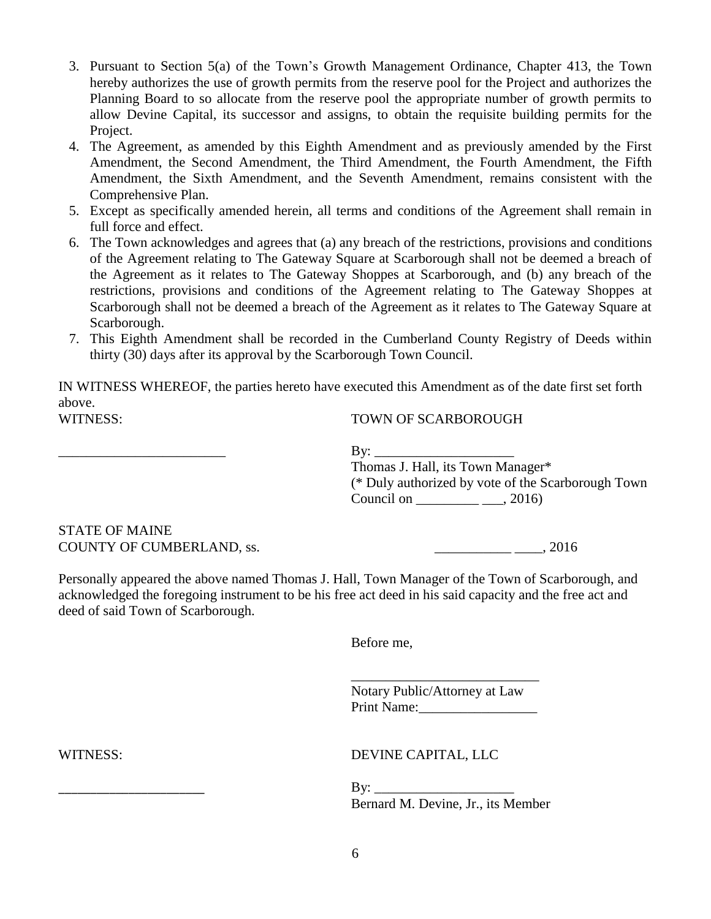3. Pursuant to Section 5(a) of the Town's Growth Management Ordinance, Chapter 413, the Town hereby authorizes the use of growth permits from the reserve pool for the Project and authorizes the Planning Board to so allocate from the reserve pool the appropriate number of growth permits to allow Devine Capital, its successor and assigns, to obtain the requisite building permits for the Project.
4. The Agreement, as amended by this Eighth Amendment and as previously amended by the First Amendment, the Second Amendment, the Third Amendment, the Fourth Amendment, the Fifth Amendment, the Sixth Amendment, and the Seventh Amendment, remains consistent with the Comprehensive Plan.
5. Except as specifically amended herein, all terms and conditions of the Agreement shall remain in full force and effect.
6. The Town acknowledges and agrees that (a) any breach of the restrictions, provisions and conditions of the Agreement relating to The Gateway Square at Scarborough shall not be deemed a breach of the Agreement as it relates to The Gateway Shoppes at Scarborough, and (b) any breach of the restrictions, provisions and conditions of the Agreement relating to The Gateway Shoppes at Scarborough shall not be deemed a breach of the Agreement as it relates to The Gateway Square at Scarborough.
7. This Eighth Amendment shall be recorded in the Cumberland County Registry of Deeds within thirty (30) days after its approval by the Scarborough Town Council.

IN WITNESS WHEREOF, the parties hereto have executed this Amendment as of the date first set forth above.

WITNESS: TOWN OF SCARBOROUGH

________________________ By: ____________________
Thomas J. Hall, its Town Manager*
(* Duly authorized by vote of the Scarborough Town Council on _________ ___, 2016)

STATE OF MAINE
COUNTY OF CUMBERLAND, ss. ___________ ____, 2016

Personally appeared the above named Thomas J. Hall, Town Manager of the Town of Scarborough, and acknowledged the foregoing instrument to be his free act deed in his said capacity and the free act and deed of said Town of Scarborough.

Before me,

___________________________
Notary Public/Attorney at Law
Print Name:_________________

WITNESS: DEVINE CAPITAL, LLC

_____________________ By: ____________________
Bernard M. Devine, Jr., its Member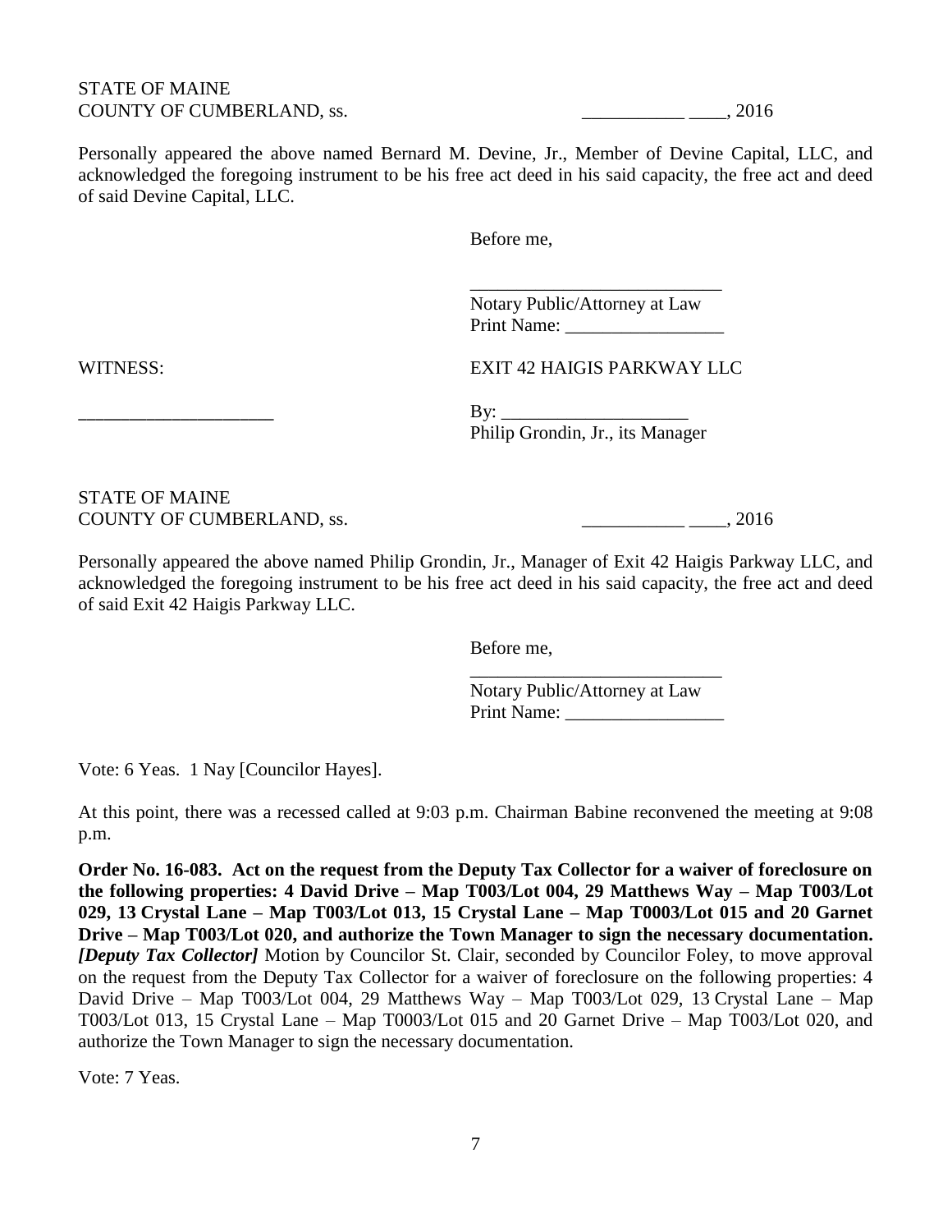STATE OF MAINE
COUNTY OF CUMBERLAND, ss. ___________ ____, 2016

Personally appeared the above named Bernard M. Devine, Jr., Member of Devine Capital, LLC, and acknowledged the foregoing instrument to be his free act deed in his said capacity, the free act and deed of said Devine Capital, LLC.

Before me,

____________________________
Notary Public/Attorney at Law
Print Name: _________________

WITNESS: EXIT 42 HAIGIS PARKWAY LLC

_____________________ By: ____________________
Philip Grondin, Jr., its Manager

STATE OF MAINE
COUNTY OF CUMBERLAND, ss. ___________ ____, 2016

Personally appeared the above named Philip Grondin, Jr., Manager of Exit 42 Haigis Parkway LLC, and acknowledged the foregoing instrument to be his free act deed in his said capacity, the free act and deed of said Exit 42 Haigis Parkway LLC.

Before me,
____________________________
Notary Public/Attorney at Law
Print Name: _________________

Vote: 6 Yeas. 1 Nay [Councilor Hayes].

At this point, there was a recessed called at 9:03 p.m. Chairman Babine reconvened the meeting at 9:08 p.m.

**Order No. 16-083. Act on the request from the Deputy Tax Collector for a waiver of foreclosure on the following properties: 4 David Drive – Map T003/Lot 004, 29 Matthews Way – Map T003/Lot 029, 13 Crystal Lane – Map T003/Lot 013, 15 Crystal Lane – Map T0003/Lot 015 and 20 Garnet Drive – Map T003/Lot 020, and authorize the Town Manager to sign the necessary documentation.** ***[Deputy Tax Collector]*** Motion by Councilor St. Clair, seconded by Councilor Foley, to move approval on the request from the Deputy Tax Collector for a waiver of foreclosure on the following properties: 4 David Drive – Map T003/Lot 004, 29 Matthews Way – Map T003/Lot 029, 13 Crystal Lane – Map T003/Lot 013, 15 Crystal Lane – Map T0003/Lot 015 and 20 Garnet Drive – Map T003/Lot 020, and authorize the Town Manager to sign the necessary documentation.

Vote: 7 Yeas.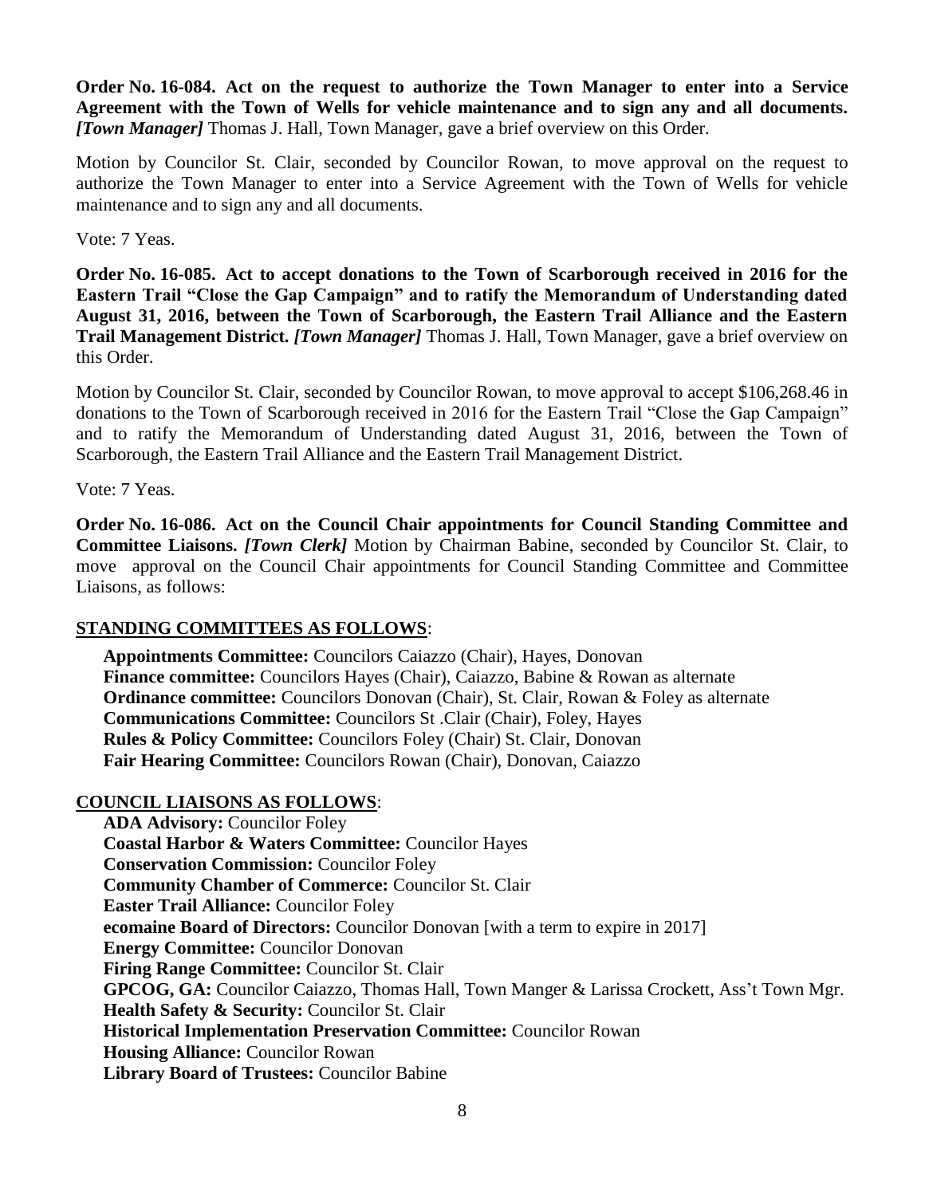**Order No. 16-084. Act on the request to authorize the Town Manager to enter into a Service Agreement with the Town of Wells for vehicle maintenance and to sign any and all documents.** ***[Town Manager]*** Thomas J. Hall, Town Manager, gave a brief overview on this Order.

Motion by Councilor St. Clair, seconded by Councilor Rowan, to move approval on the request to authorize the Town Manager to enter into a Service Agreement with the Town of Wells for vehicle maintenance and to sign any and all documents.

Vote: 7 Yeas.

**Order No. 16-085. Act to accept donations to the Town of Scarborough received in 2016 for the Eastern Trail "Close the Gap Campaign" and to ratify the Memorandum of Understanding dated August 31, 2016, between the Town of Scarborough, the Eastern Trail Alliance and the Eastern Trail Management District.** ***[Town Manager]*** Thomas J. Hall, Town Manager, gave a brief overview on this Order.

Motion by Councilor St. Clair, seconded by Councilor Rowan, to move approval to accept $106,268.46 in donations to the Town of Scarborough received in 2016 for the Eastern Trail "Close the Gap Campaign" and to ratify the Memorandum of Understanding dated August 31, 2016, between the Town of Scarborough, the Eastern Trail Alliance and the Eastern Trail Management District.

Vote: 7 Yeas.

**Order No. 16-086. Act on the Council Chair appointments for Council Standing Committee and Committee Liaisons.** ***[Town Clerk]*** Motion by Chairman Babine, seconded by Councilor St. Clair, to move approval on the Council Chair appointments for Council Standing Committee and Committee Liaisons, as follows:

**STANDING COMMITTEES AS FOLLOWS**:

**Appointments Committee:** Councilors Caiazzo (Chair), Hayes, Donovan
**Finance committee:** Councilors Hayes (Chair), Caiazzo, Babine & Rowan as alternate
**Ordinance committee:** Councilors Donovan (Chair), St. Clair, Rowan & Foley as alternate
**Communications Committee:** Councilors St .Clair (Chair), Foley, Hayes
**Rules & Policy Committee:** Councilors Foley (Chair) St. Clair, Donovan
**Fair Hearing Committee:** Councilors Rowan (Chair), Donovan, Caiazzo

**COUNCIL LIAISONS AS FOLLOWS**:

**ADA Advisory:** Councilor Foley
**Coastal Harbor & Waters Committee:** Councilor Hayes
**Conservation Commission:** Councilor Foley
**Community Chamber of Commerce:** Councilor St. Clair
**Easter Trail Alliance:** Councilor Foley
**ecomaine Board of Directors:** Councilor Donovan [with a term to expire in 2017]
**Energy Committee:** Councilor Donovan
**Firing Range Committee:** Councilor St. Clair
**GPCOG, GA:** Councilor Caiazzo, Thomas Hall, Town Manger & Larissa Crockett, Ass't Town Mgr.
**Health Safety & Security:** Councilor St. Clair
**Historical Implementation Preservation Committee:** Councilor Rowan
**Housing Alliance:** Councilor Rowan
**Library Board of Trustees:** Councilor Babine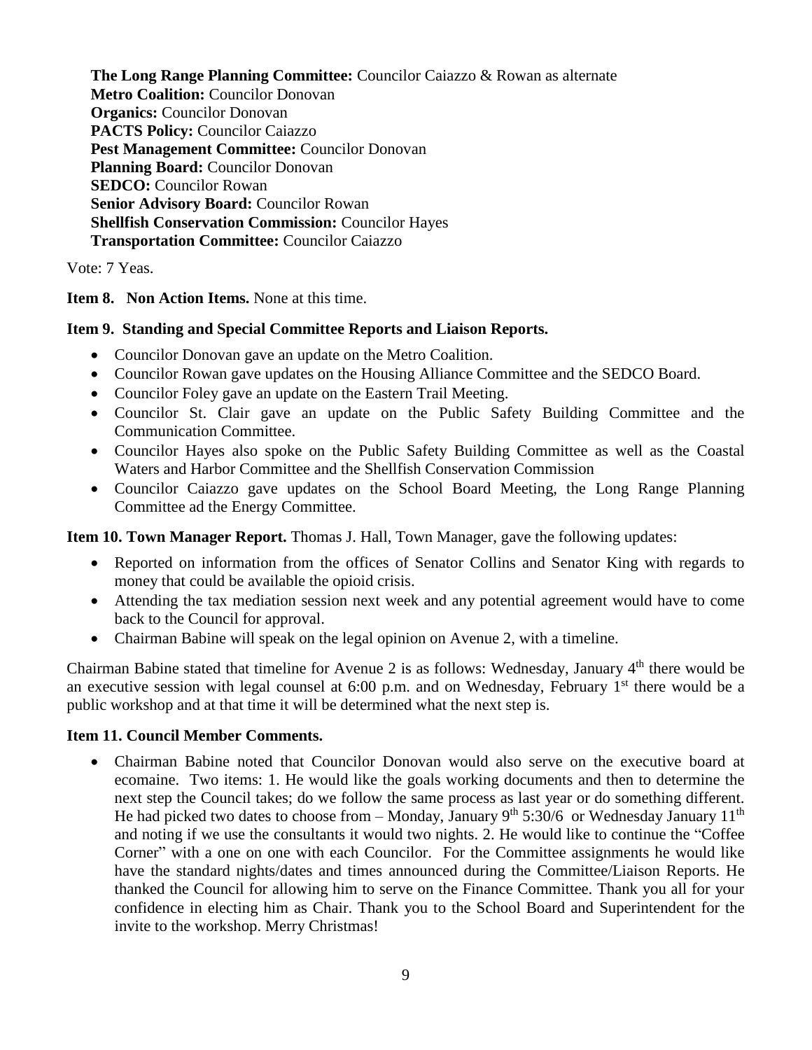**The Long Range Planning Committee:** Councilor Caiazzo & Rowan as alternate
**Metro Coalition:** Councilor Donovan
**Organics:** Councilor Donovan
**PACTS Policy:** Councilor Caiazzo
**Pest Management Committee:** Councilor Donovan
**Planning Board:** Councilor Donovan
**SEDCO:** Councilor Rowan
**Senior Advisory Board:** Councilor Rowan
**Shellfish Conservation Commission:** Councilor Hayes
**Transportation Committee:** Councilor Caiazzo

Vote: 7 Yeas.

**Item 8. Non Action Items.** None at this time.

**Item 9. Standing and Special Committee Reports and Liaison Reports.**

- Councilor Donovan gave an update on the Metro Coalition.
- Councilor Rowan gave updates on the Housing Alliance Committee and the SEDCO Board.
- Councilor Foley gave an update on the Eastern Trail Meeting.
- Councilor St. Clair gave an update on the Public Safety Building Committee and the Communication Committee.
- Councilor Hayes also spoke on the Public Safety Building Committee as well as the Coastal Waters and Harbor Committee and the Shellfish Conservation Commission
- Councilor Caiazzo gave updates on the School Board Meeting, the Long Range Planning Committee ad the Energy Committee.

**Item 10. Town Manager Report.** Thomas J. Hall, Town Manager, gave the following updates:

- Reported on information from the offices of Senator Collins and Senator King with regards to money that could be available the opioid crisis.
- Attending the tax mediation session next week and any potential agreement would have to come back to the Council for approval.
- Chairman Babine will speak on the legal opinion on Avenue 2, with a timeline.

Chairman Babine stated that timeline for Avenue 2 is as follows: Wednesday, January 4th there would be an executive session with legal counsel at 6:00 p.m. and on Wednesday, February 1st there would be a public workshop and at that time it will be determined what the next step is.

**Item 11. Council Member Comments.**

- Chairman Babine noted that Councilor Donovan would also serve on the executive board at ecomaine. Two items: 1. He would like the goals working documents and then to determine the next step the Council takes; do we follow the same process as last year or do something different. He had picked two dates to choose from – Monday, January 9th 5:30/6 or Wednesday January 11th and noting if we use the consultants it would two nights. 2. He would like to continue the "Coffee Corner" with a one on one with each Councilor. For the Committee assignments he would like have the standard nights/dates and times announced during the Committee/Liaison Reports. He thanked the Council for allowing him to serve on the Finance Committee. Thank you all for your confidence in electing him as Chair. Thank you to the School Board and Superintendent for the invite to the workshop. Merry Christmas!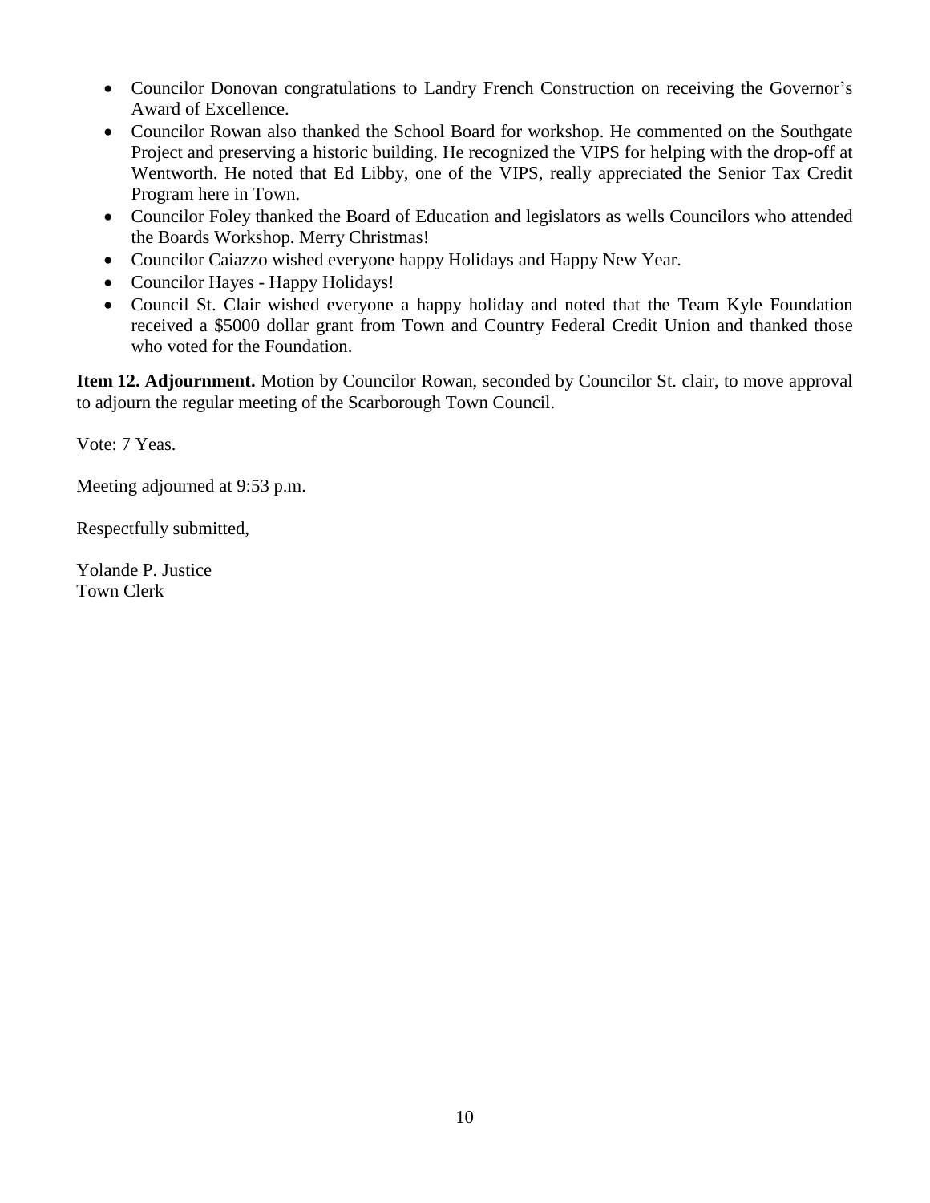- Councilor Donovan congratulations to Landry French Construction on receiving the Governor's Award of Excellence.
- Councilor Rowan also thanked the School Board for workshop. He commented on the Southgate Project and preserving a historic building. He recognized the VIPS for helping with the drop-off at Wentworth. He noted that Ed Libby, one of the VIPS, really appreciated the Senior Tax Credit Program here in Town.
- Councilor Foley thanked the Board of Education and legislators as wells Councilors who attended the Boards Workshop. Merry Christmas!
- Councilor Caiazzo wished everyone happy Holidays and Happy New Year.
- Councilor Hayes - Happy Holidays!
- Council St. Clair wished everyone a happy holiday and noted that the Team Kyle Foundation received a $5000 dollar grant from Town and Country Federal Credit Union and thanked those who voted for the Foundation.

**Item 12. Adjournment.** Motion by Councilor Rowan, seconded by Councilor St. clair, to move approval to adjourn the regular meeting of the Scarborough Town Council.

Vote: 7 Yeas.

Meeting adjourned at 9:53 p.m.

Respectfully submitted,

Yolande P. Justice
Town Clerk